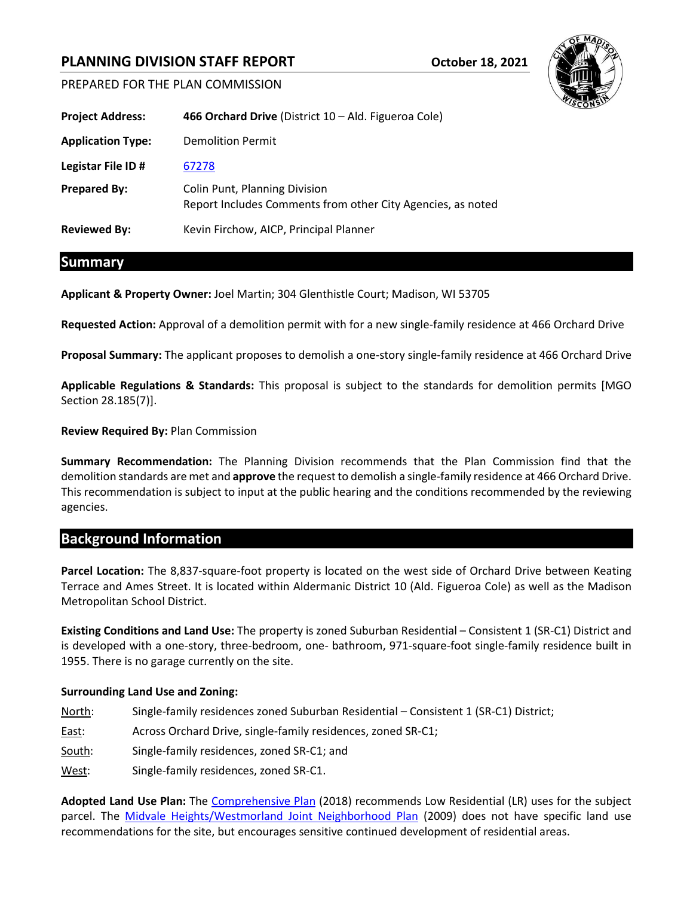# PLANNING DIVISION STAFF REPORT

**October 18, 2021**

PREPARED FOR THE PLAN COMMISSION

**Project Address:** **466 Orchard Drive** (District 10 – Ald. Figueroa Cole)

**Application Type:** Demolition Permit

**Legistar File ID #** 67278

**Prepared By:** Colin Punt, Planning Division
Report Includes Comments from other City Agencies, as noted

**Reviewed By:** Kevin Firchow, AICP, Principal Planner

## Summary

**Applicant & Property Owner:** Joel Martin; 304 Glenthistle Court; Madison, WI 53705

**Requested Action:** Approval of a demolition permit with for a new single-family residence at 466 Orchard Drive

**Proposal Summary:** The applicant proposes to demolish a one-story single-family residence at 466 Orchard Drive

**Applicable Regulations & Standards:** This proposal is subject to the standards for demolition permits [MGO Section 28.185(7)].

**Review Required By:** Plan Commission

**Summary Recommendation:** The Planning Division recommends that the Plan Commission find that the demolition standards are met and **approve** the request to demolish a single-family residence at 466 Orchard Drive. This recommendation is subject to input at the public hearing and the conditions recommended by the reviewing agencies.

## Background Information

**Parcel Location:** The 8,837-square-foot property is located on the west side of Orchard Drive between Keating Terrace and Ames Street. It is located within Aldermanic District 10 (Ald. Figueroa Cole) as well as the Madison Metropolitan School District.

**Existing Conditions and Land Use:** The property is zoned Suburban Residential – Consistent 1 (SR-C1) District and is developed with a one-story, three-bedroom, one- bathroom, 971-square-foot single-family residence built in 1955. There is no garage currently on the site.

**Surrounding Land Use and Zoning:**

North: Single-family residences zoned Suburban Residential – Consistent 1 (SR-C1) District;

East: Across Orchard Drive, single-family residences, zoned SR-C1;

South: Single-family residences, zoned SR-C1; and

West: Single-family residences, zoned SR-C1.

**Adopted Land Use Plan:** The Comprehensive Plan (2018) recommends Low Residential (LR) uses for the subject parcel. The Midvale Heights/Westmorland Joint Neighborhood Plan (2009) does not have specific land use recommendations for the site, but encourages sensitive continued development of residential areas.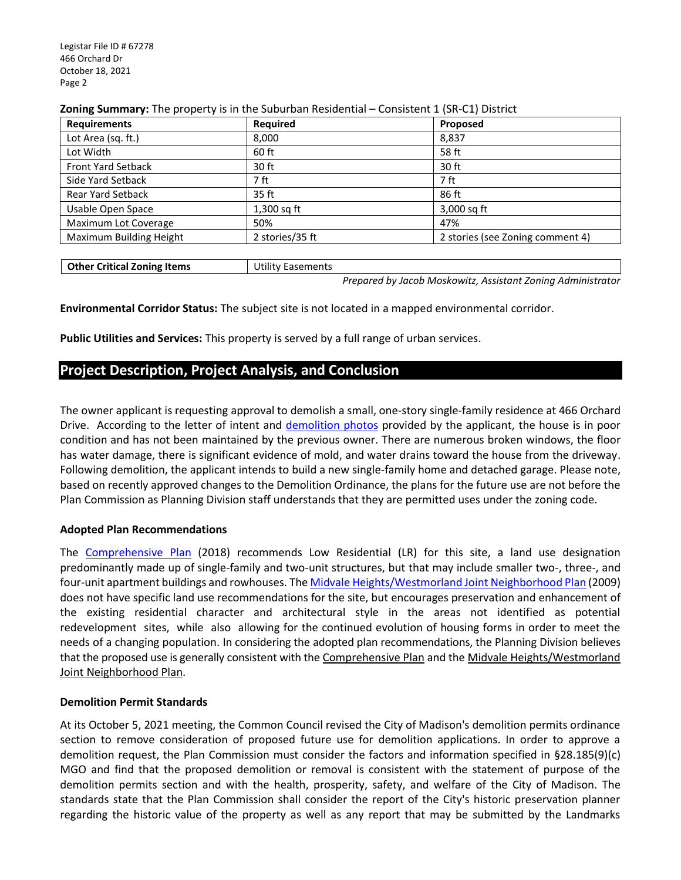**Zoning Summary:** The property is in the Suburban Residential – Consistent 1 (SR-C1) District

| Requirements | Required | Proposed |
|---|---|---|
| Lot Area (sq. ft.) | 8,000 | 8,837 |
| Lot Width | 60 ft | 58 ft |
| Front Yard Setback | 30 ft | 30 ft |
| Side Yard Setback | 7 ft | 7 ft |
| Rear Yard Setback | 35 ft | 86 ft |
| Usable Open Space | 1,300 sq ft | 3,000 sq ft |
| Maximum Lot Coverage | 50% | 47% |
| Maximum Building Height | 2 stories/35 ft | 2 stories (see Zoning comment 4) |

| Other Critical Zoning Items | Utility Easements |
|---|---|

*Prepared by Jacob Moskowitz, Assistant Zoning Administrator*

**Environmental Corridor Status:** The subject site is not located in a mapped environmental corridor.

**Public Utilities and Services:** This property is served by a full range of urban services.

## Project Description, Project Analysis, and Conclusion

The owner applicant is requesting approval to demolish a small, one-story single-family residence at 466 Orchard Drive. According to the letter of intent and demolition photos provided by the applicant, the house is in poor condition and has not been maintained by the previous owner. There are numerous broken windows, the floor has water damage, there is significant evidence of mold, and water drains toward the house from the driveway. Following demolition, the applicant intends to build a new single-family home and detached garage. Please note, based on recently approved changes to the Demolition Ordinance, the plans for the future use are not before the Plan Commission as Planning Division staff understands that they are permitted uses under the zoning code.

### Adopted Plan Recommendations

The Comprehensive Plan (2018) recommends Low Residential (LR) for this site, a land use designation predominantly made up of single-family and two-unit structures, but that may include smaller two-, three-, and four-unit apartment buildings and rowhouses. The Midvale Heights/Westmorland Joint Neighborhood Plan (2009) does not have specific land use recommendations for the site, but encourages preservation and enhancement of the existing residential character and architectural style in the areas not identified as potential redevelopment sites, while also allowing for the continued evolution of housing forms in order to meet the needs of a changing population. In considering the adopted plan recommendations, the Planning Division believes that the proposed use is generally consistent with the Comprehensive Plan and the Midvale Heights/Westmorland Joint Neighborhood Plan.

### Demolition Permit Standards

At its October 5, 2021 meeting, the Common Council revised the City of Madison's demolition permits ordinance section to remove consideration of proposed future use for demolition applications. In order to approve a demolition request, the Plan Commission must consider the factors and information specified in §28.185(9)(c) MGO and find that the proposed demolition or removal is consistent with the statement of purpose of the demolition permits section and with the health, prosperity, safety, and welfare of the City of Madison. The standards state that the Plan Commission shall consider the report of the City's historic preservation planner regarding the historic value of the property as well as any report that may be submitted by the Landmarks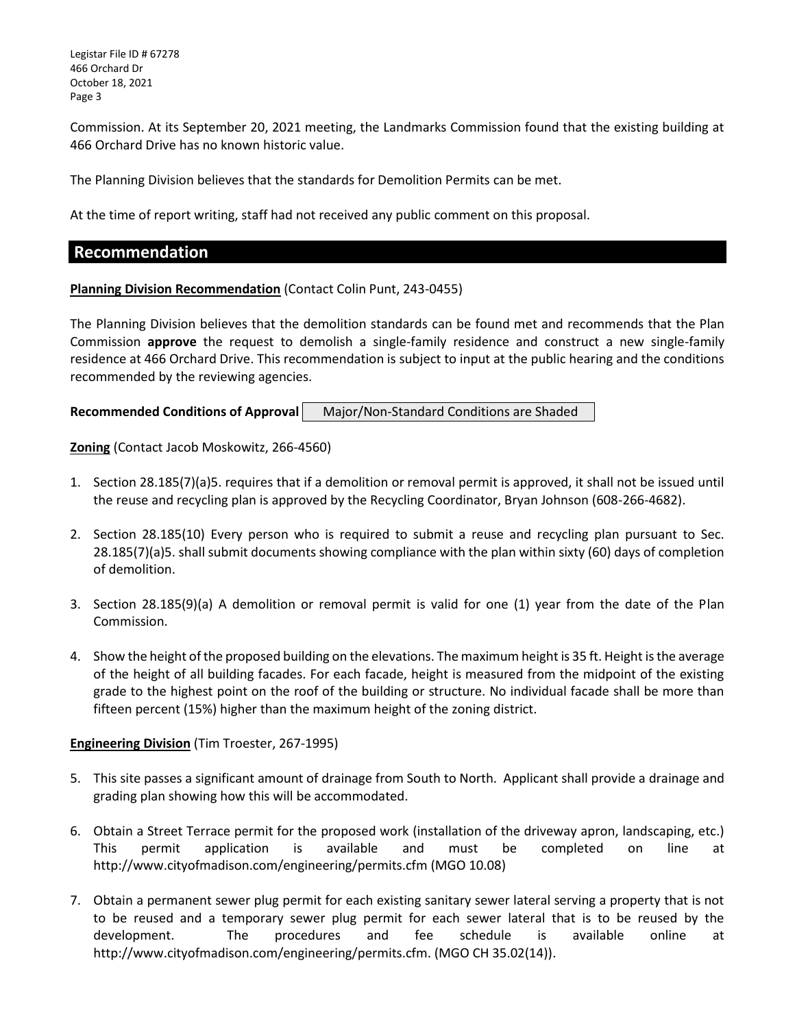Commission. At its September 20, 2021 meeting, the Landmarks Commission found that the existing building at 466 Orchard Drive has no known historic value.

The Planning Division believes that the standards for Demolition Permits can be met.

At the time of report writing, staff had not received any public comment on this proposal.

## Recommendation

**Planning Division Recommendation** (Contact Colin Punt, 243-0455)

The Planning Division believes that the demolition standards can be found met and recommends that the Plan Commission **approve** the request to demolish a single-family residence and construct a new single-family residence at 466 Orchard Drive. This recommendation is subject to input at the public hearing and the conditions recommended by the reviewing agencies.

**Recommended Conditions of Approval** Major/Non-Standard Conditions are Shaded

**Zoning** (Contact Jacob Moskowitz, 266-4560)

1. Section 28.185(7)(a)5. requires that if a demolition or removal permit is approved, it shall not be issued until the reuse and recycling plan is approved by the Recycling Coordinator, Bryan Johnson (608-266-4682).

2. Section 28.185(10) Every person who is required to submit a reuse and recycling plan pursuant to Sec. 28.185(7)(a)5. shall submit documents showing compliance with the plan within sixty (60) days of completion of demolition.

3. Section 28.185(9)(a) A demolition or removal permit is valid for one (1) year from the date of the Plan Commission.

4. Show the height of the proposed building on the elevations. The maximum height is 35 ft. Height is the average of the height of all building facades. For each facade, height is measured from the midpoint of the existing grade to the highest point on the roof of the building or structure. No individual facade shall be more than fifteen percent (15%) higher than the maximum height of the zoning district.

**Engineering Division** (Tim Troester, 267-1995)

5. This site passes a significant amount of drainage from South to North. Applicant shall provide a drainage and grading plan showing how this will be accommodated.

6. Obtain a Street Terrace permit for the proposed work (installation of the driveway apron, landscaping, etc.) This permit application is available and must be completed on line at http://www.cityofmadison.com/engineering/permits.cfm (MGO 10.08)

7. Obtain a permanent sewer plug permit for each existing sanitary sewer lateral serving a property that is not to be reused and a temporary sewer plug permit for each sewer lateral that is to be reused by the development. The procedures and fee schedule is available online at http://www.cityofmadison.com/engineering/permits.cfm. (MGO CH 35.02(14)).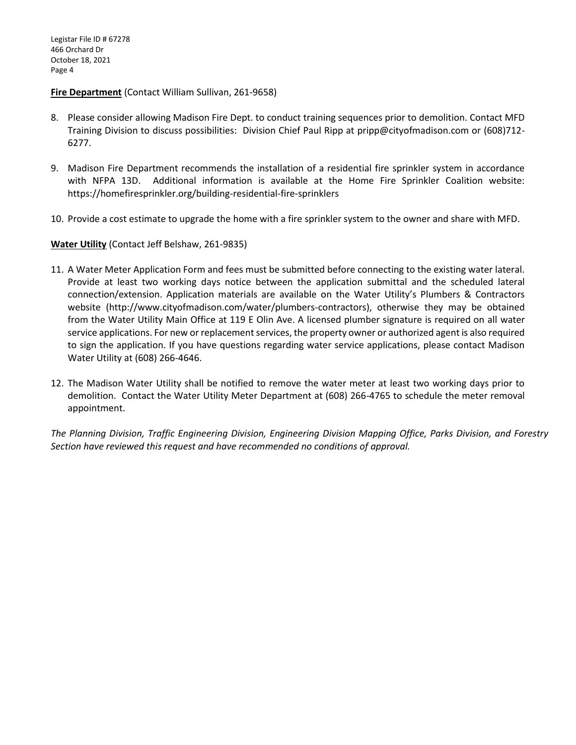**Fire Department** (Contact William Sullivan, 261-9658)

8. Please consider allowing Madison Fire Dept. to conduct training sequences prior to demolition. Contact MFD Training Division to discuss possibilities: Division Chief Paul Ripp at pripp@cityofmadison.com or (608)712-6277.

9. Madison Fire Department recommends the installation of a residential fire sprinkler system in accordance with NFPA 13D. Additional information is available at the Home Fire Sprinkler Coalition website: https://homefiresprinkler.org/building-residential-fire-sprinklers

10. Provide a cost estimate to upgrade the home with a fire sprinkler system to the owner and share with MFD.

**Water Utility** (Contact Jeff Belshaw, 261-9835)

11. A Water Meter Application Form and fees must be submitted before connecting to the existing water lateral. Provide at least two working days notice between the application submittal and the scheduled lateral connection/extension. Application materials are available on the Water Utility's Plumbers & Contractors website (http://www.cityofmadison.com/water/plumbers-contractors), otherwise they may be obtained from the Water Utility Main Office at 119 E Olin Ave. A licensed plumber signature is required on all water service applications. For new or replacement services, the property owner or authorized agent is also required to sign the application. If you have questions regarding water service applications, please contact Madison Water Utility at (608) 266-4646.

12. The Madison Water Utility shall be notified to remove the water meter at least two working days prior to demolition. Contact the Water Utility Meter Department at (608) 266-4765 to schedule the meter removal appointment.

*The Planning Division, Traffic Engineering Division, Engineering Division Mapping Office, Parks Division, and Forestry Section have reviewed this request and have recommended no conditions of approval.*